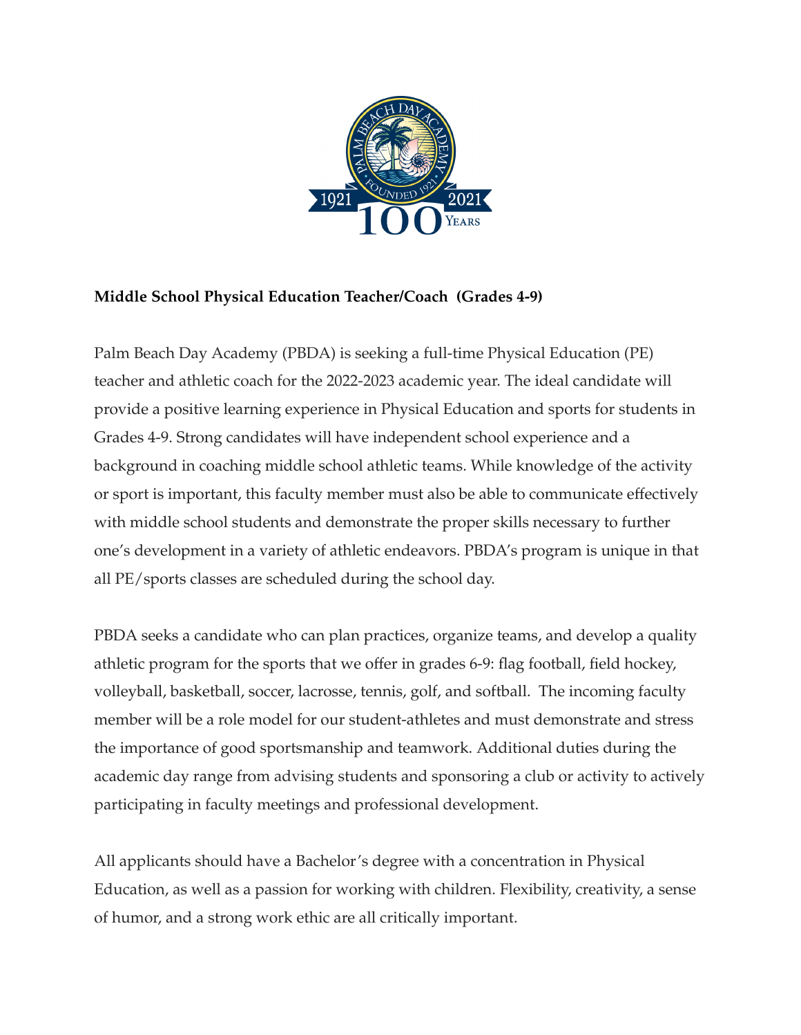**Middle School Physical Education Teacher/Coach (Grades 4-9)**

Palm Beach Day Academy (PBDA) is seeking a full-time Physical Education (PE) teacher and athletic coach for the 2022-2023 academic year. The ideal candidate will provide a positive learning experience in Physical Education and sports for students in Grades 4-9. Strong candidates will have independent school experience and a background in coaching middle school athletic teams. While knowledge of the activity or sport is important, this faculty member must also be able to communicate effectively with middle school students and demonstrate the proper skills necessary to further one's development in a variety of athletic endeavors. PBDA's program is unique in that all PE/sports classes are scheduled during the school day.

PBDA seeks a candidate who can plan practices, organize teams, and develop a quality athletic program for the sports that we offer in grades 6-9: flag football, field hockey, volleyball, basketball, soccer, lacrosse, tennis, golf, and softball. The incoming faculty member will be a role model for our student-athletes and must demonstrate and stress the importance of good sportsmanship and teamwork. Additional duties during the academic day range from advising students and sponsoring a club or activity to actively participating in faculty meetings and professional development.

All applicants should have a Bachelor's degree with a concentration in Physical Education, as well as a passion for working with children. Flexibility, creativity, a sense of humor, and a strong work ethic are all critically important.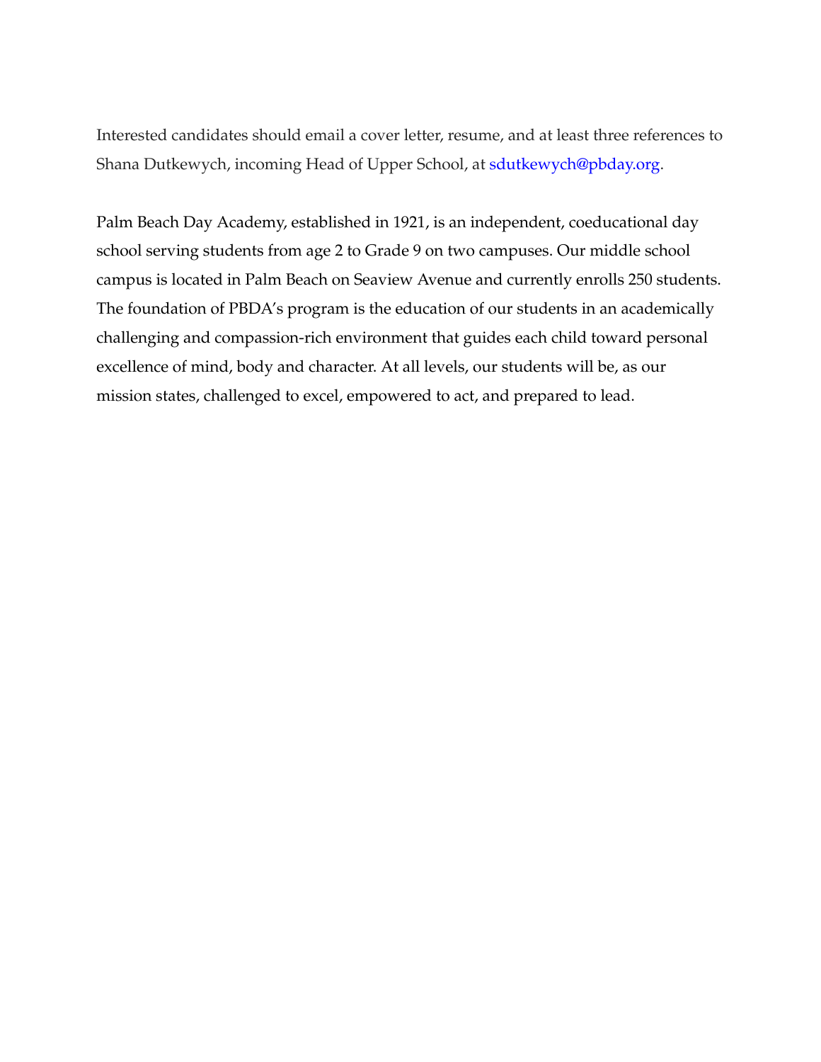Interested candidates should email a cover letter, resume, and at least three references to Shana Dutkewych, incoming Head of Upper School, at sdutkewych@pbday.org.

Palm Beach Day Academy, established in 1921, is an independent, coeducational day school serving students from age 2 to Grade 9 on two campuses. Our middle school campus is located in Palm Beach on Seaview Avenue and currently enrolls 250 students. The foundation of PBDA's program is the education of our students in an academically challenging and compassion-rich environment that guides each child toward personal excellence of mind, body and character. At all levels, our students will be, as our mission states, challenged to excel, empowered to act, and prepared to lead.